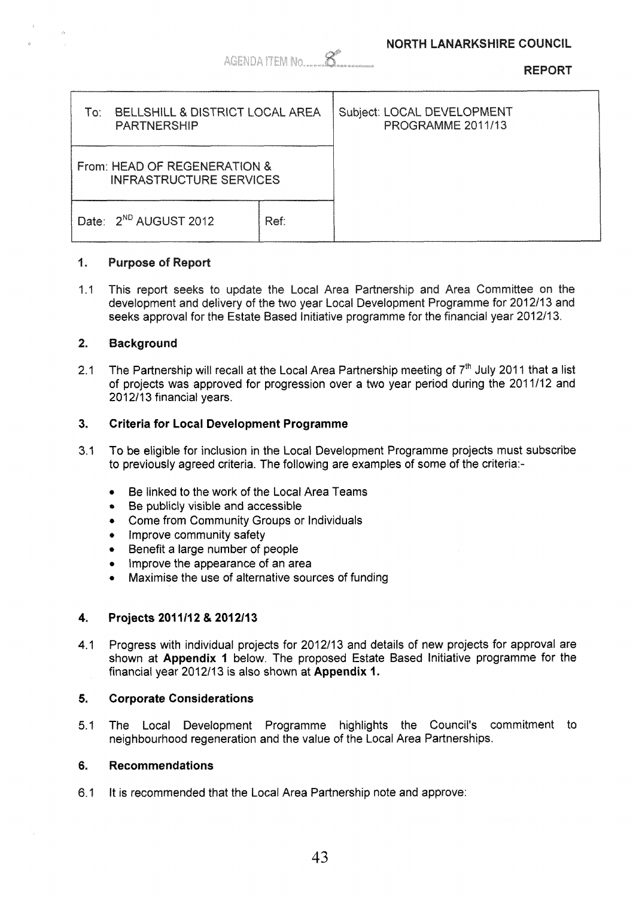AGENDA ITEM No. 8

**NORTH LANARKSHIRE COUNCIL**

**REPORT**

| To: BELLSHILL & DISTRICT LOCAL AREA PARTNERSHIP | | Subject: LOCAL DEVELOPMENT PROGRAMME 2011/13 |
|---|---|---|
| From: HEAD OF REGENERATION & INFRASTRUCTURE SERVICES | | |
| Date: 2ND AUGUST 2012 | Ref: | |

## 1. Purpose of Report

1.1 This report seeks to update the Local Area Partnership and Area Committee on the development and delivery of the two year Local Development Programme for 2012/13 and seeks approval for the Estate Based Initiative programme for the financial year 2012/13.

## 2. Background

2.1 The Partnership will recall at the Local Area Partnership meeting of 7th July 2011 that a list of projects was approved for progression over a two year period during the 2011/12 and 2012/13 financial years.

## 3. Criteria for Local Development Programme

3.1 To be eligible for inclusion in the Local Development Programme projects must subscribe to previously agreed criteria. The following are examples of some of the criteria:-

- Be linked to the work of the Local Area Teams
- Be publicly visible and accessible
- Come from Community Groups or Individuals
- Improve community safety
- Benefit a large number of people
- Improve the appearance of an area
- Maximise the use of alternative sources of funding

## 4. Projects 2011/12 & 2012/13

4.1 Progress with individual projects for 2012/13 and details of new projects for approval are shown at **Appendix 1** below. The proposed Estate Based Initiative programme for the financial year 2012/13 is also shown at **Appendix 1.**

## 5. Corporate Considerations

5.1 The Local Development Programme highlights the Council's commitment to neighbourhood regeneration and the value of the Local Area Partnerships.

## 6. Recommendations

6.1 It is recommended that the Local Area Partnership note and approve: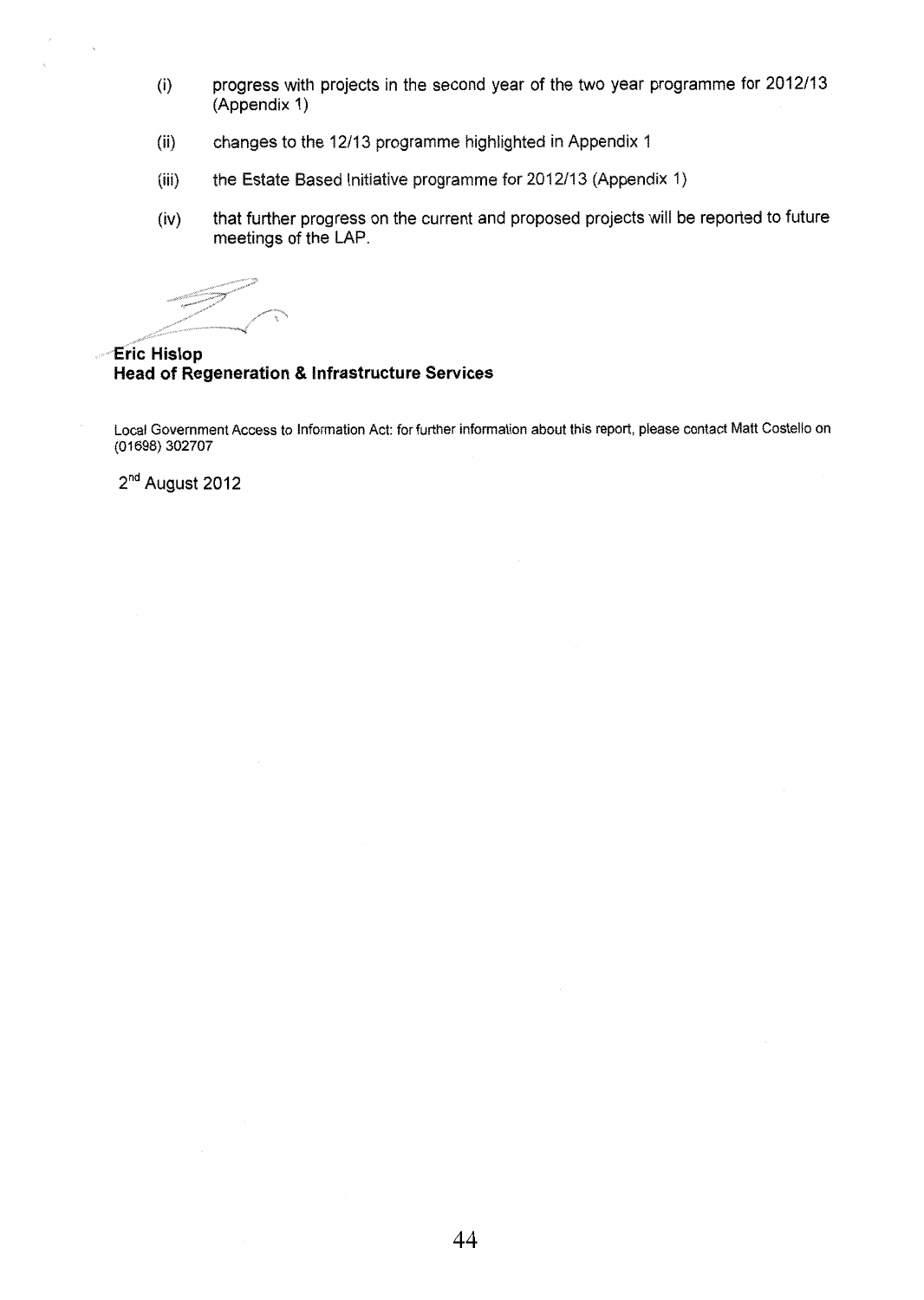(i) progress with projects in the second year of the two year programme for 2012/13 (Appendix 1)

(ii) changes to the 12/13 programme highlighted in Appendix 1

(iii) the Estate Based Initiative programme for 2012/13 (Appendix 1)

(iv) that further progress on the current and proposed projects will be reported to future meetings of the LAP.

**Eric Hislop**
**Head of Regeneration & Infrastructure Services**

Local Government Access to Information Act: for further information about this report, please contact Matt Costello on (01698) 302707

2nd August 2012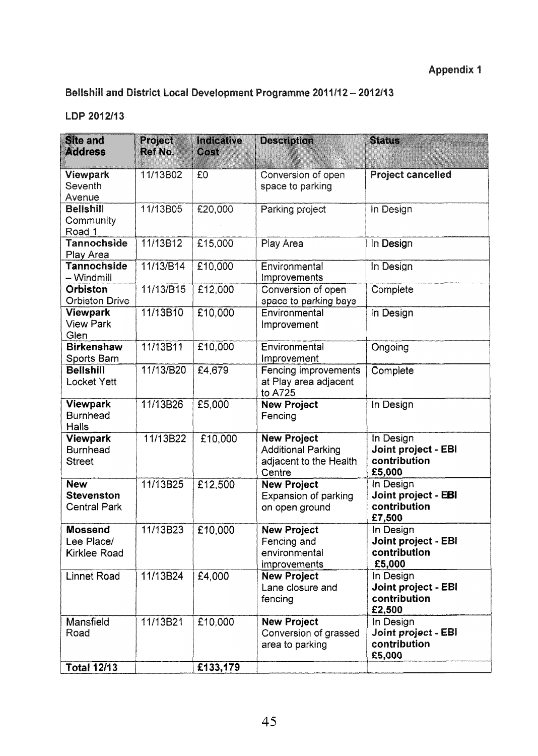**Appendix 1**

**Bellshill and District Local Development Programme 2011/12 – 2012/13**

**LDP 2012/13**

| Site and Address | Project Ref No. | Indicative Cost | Description | Status |
|---|---|---|---|---|
| **Viewpark** Seventh Avenue | 11/13B02 | £0 | Conversion of open space to parking | **Project cancelled** |
| **Bellshill** Community Road 1 | 11/13B05 | £20,000 | Parking project | In Design |
| **Tannochside** Play Area | 11/13B12 | £15,000 | Play Area | In Design |
| **Tannochside** – Windmill | 11/13/B14 | £10,000 | Environmental Improvements | In Design |
| **Orbiston** Orbiston Drive | 11/13/B15 | £12,000 | Conversion of open space to parking bays | Complete |
| **Viewpark** View Park Glen | 11/13B10 | £10,000 | Environmental Improvement | In Design |
| **Birkenshaw** Sports Barn | 11/13B11 | £10,000 | Environmental Improvement | Ongoing |
| **Bellshill** Locket Yett | 11/13/B20 | £4,679 | Fencing improvements at Play area adjacent to A725 | Complete |
| **Viewpark** Burnhead Halls | 11/13B26 | £5,000 | **New Project** Fencing | In Design |
| **Viewpark** Burnhead Street | 11/13B22 | £10,000 | **New Project** Additional Parking adjacent to the Health Centre | In Design **Joint project - EBI contribution £5,000** |
| **New Stevenston** Central Park | 11/13B25 | £12,500 | **New Project** Expansion of parking on open ground | In Design **Joint project - EBI contribution £7,500** |
| **Mossend** Lee Place/ Kirklee Road | 11/13B23 | £10,000 | **New Project** Fencing and environmental improvements | In Design **Joint project - EBI contribution £5,000** |
| Linnet Road | 11/13B24 | £4,000 | **New Project** Lane closure and fencing | In Design **Joint project - EBI contribution £2,500** |
| Mansfield Road | 11/13B21 | £10,000 | **New Project** Conversion of grassed area to parking | In Design **Joint project - EBI contribution £5,000** |
| **Total 12/13** | | **£133,179** | | |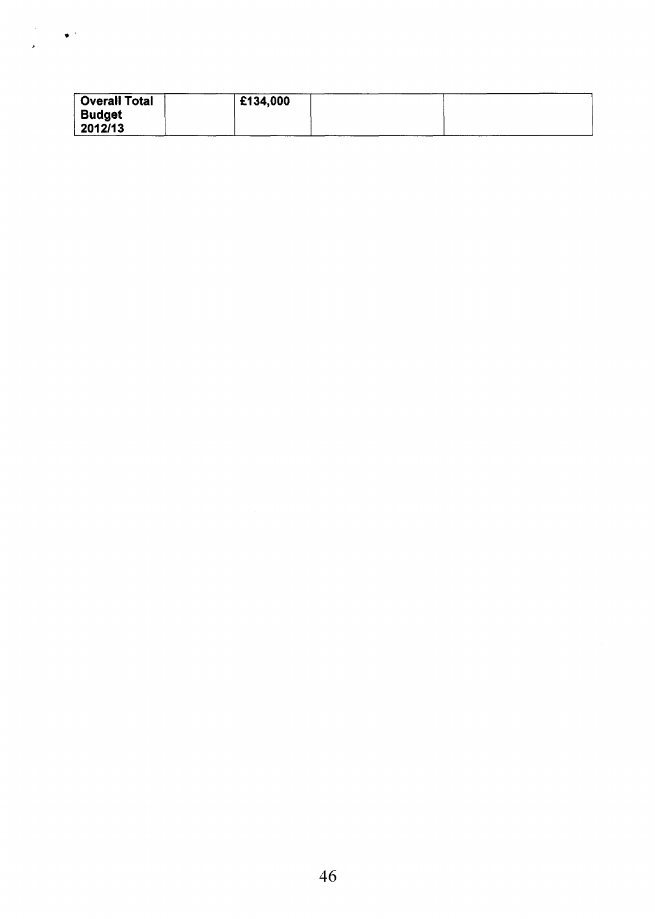| | | | | |
|---|---|---|---|---|
| **Overall Total Budget 2012/13** | | **£134,000** | | |